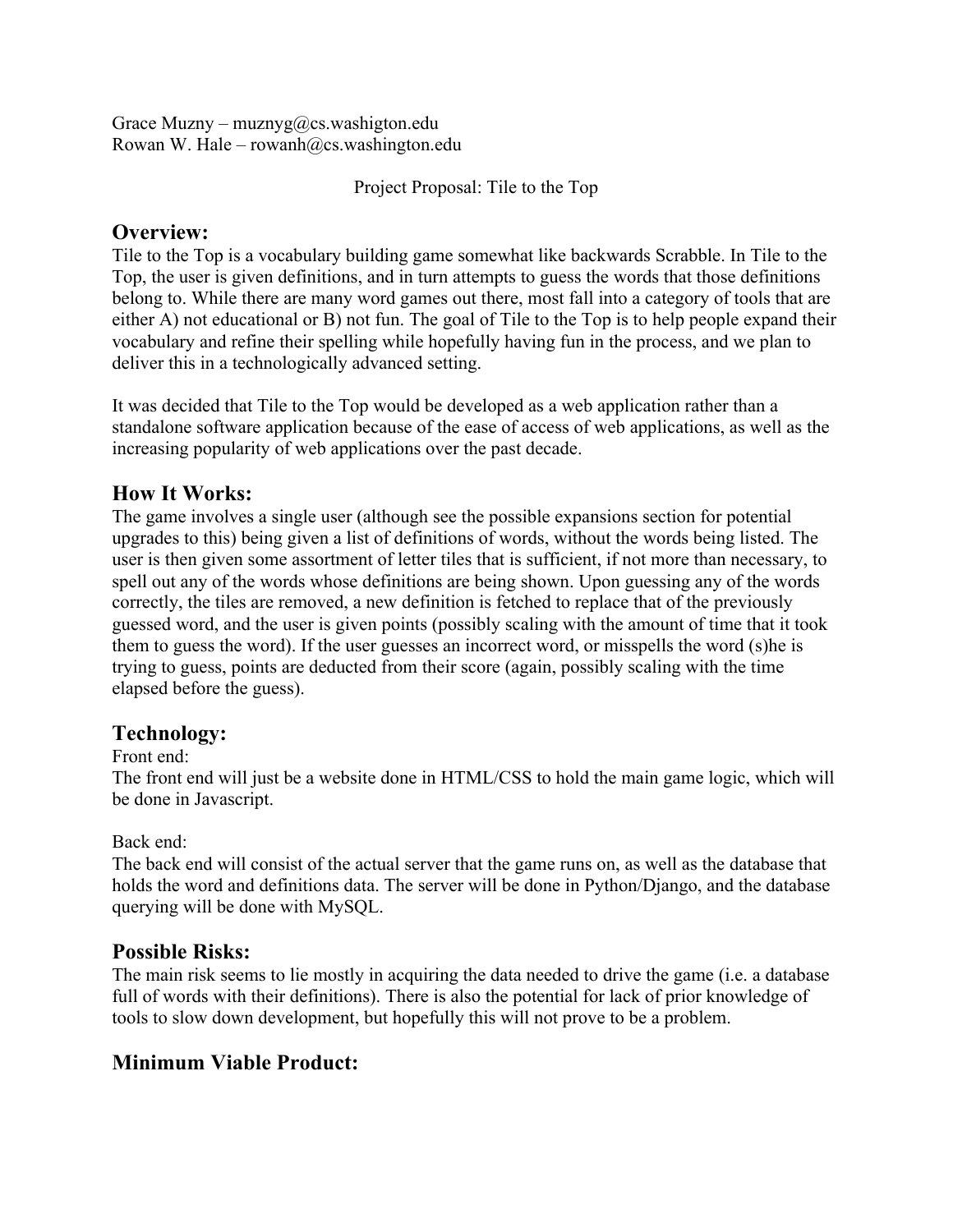Grace Muzny – muznyg@cs.washigton.edu
Rowan W. Hale – rowanh@cs.washington.edu

Project Proposal: Tile to the Top

## Overview:

Tile to the Top is a vocabulary building game somewhat like backwards Scrabble. In Tile to the Top, the user is given definitions, and in turn attempts to guess the words that those definitions belong to. While there are many word games out there, most fall into a category of tools that are either A) not educational or B) not fun. The goal of Tile to the Top is to help people expand their vocabulary and refine their spelling while hopefully having fun in the process, and we plan to deliver this in a technologically advanced setting.

It was decided that Tile to the Top would be developed as a web application rather than a standalone software application because of the ease of access of web applications, as well as the increasing popularity of web applications over the past decade.

## How It Works:

The game involves a single user (although see the possible expansions section for potential upgrades to this) being given a list of definitions of words, without the words being listed. The user is then given some assortment of letter tiles that is sufficient, if not more than necessary, to spell out any of the words whose definitions are being shown. Upon guessing any of the words correctly, the tiles are removed, a new definition is fetched to replace that of the previously guessed word, and the user is given points (possibly scaling with the amount of time that it took them to guess the word). If the user guesses an incorrect word, or misspells the word (s)he is trying to guess, points are deducted from their score (again, possibly scaling with the time elapsed before the guess).

## Technology:

Front end:
The front end will just be a website done in HTML/CSS to hold the main game logic, which will be done in Javascript.

Back end:
The back end will consist of the actual server that the game runs on, as well as the database that holds the word and definitions data. The server will be done in Python/Django, and the database querying will be done with MySQL.

## Possible Risks:

The main risk seems to lie mostly in acquiring the data needed to drive the game (i.e. a database full of words with their definitions). There is also the potential for lack of prior knowledge of tools to slow down development, but hopefully this will not prove to be a problem.

## Minimum Viable Product: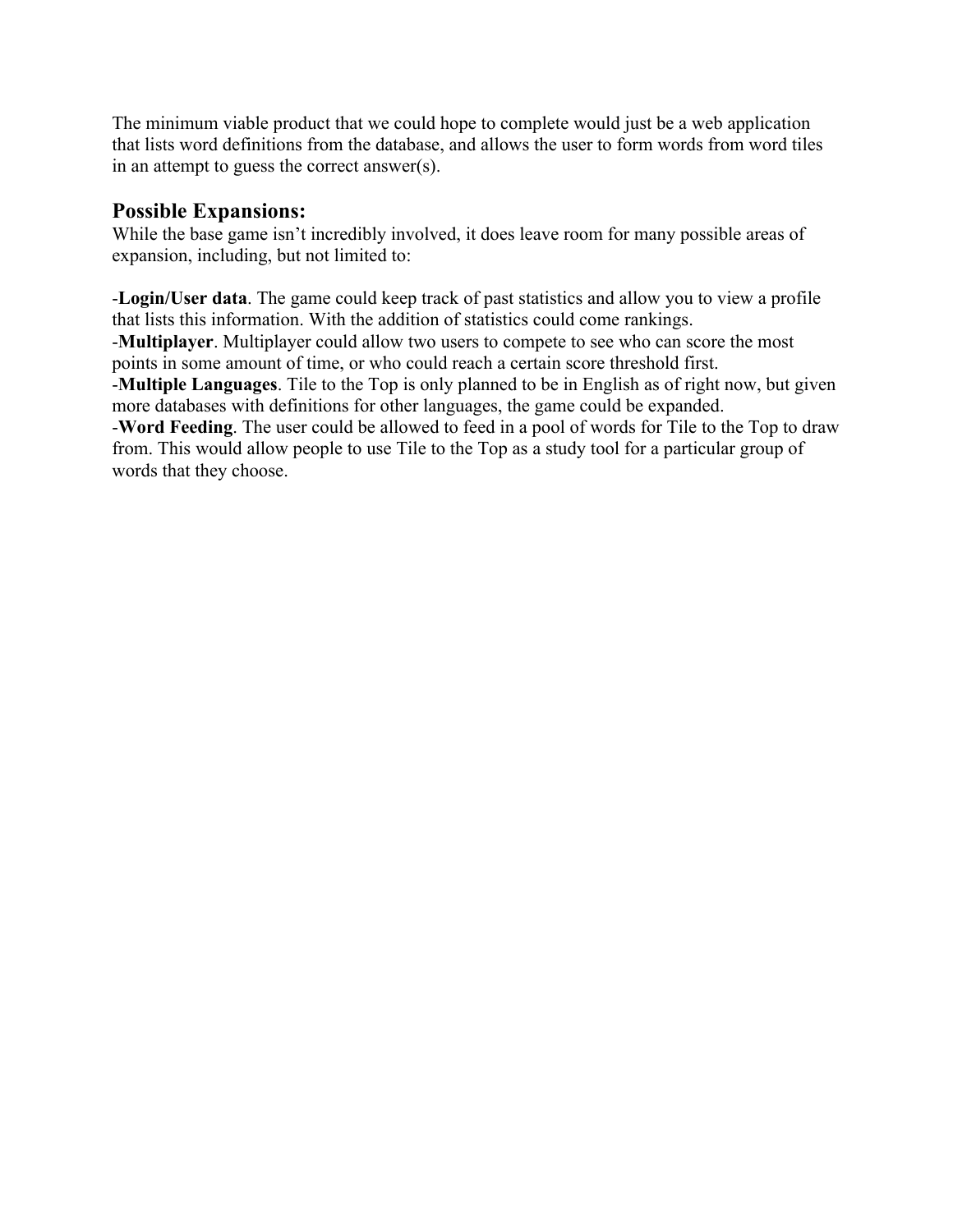The minimum viable product that we could hope to complete would just be a web application that lists word definitions from the database, and allows the user to form words from word tiles in an attempt to guess the correct answer(s).

## Possible Expansions:

While the base game isn't incredibly involved, it does leave room for many possible areas of expansion, including, but not limited to:

-**Login/User data**. The game could keep track of past statistics and allow you to view a profile that lists this information. With the addition of statistics could come rankings.
-**Multiplayer**. Multiplayer could allow two users to compete to see who can score the most points in some amount of time, or who could reach a certain score threshold first.
-**Multiple Languages**. Tile to the Top is only planned to be in English as of right now, but given more databases with definitions for other languages, the game could be expanded.
-**Word Feeding**. The user could be allowed to feed in a pool of words for Tile to the Top to draw from. This would allow people to use Tile to the Top as a study tool for a particular group of words that they choose.